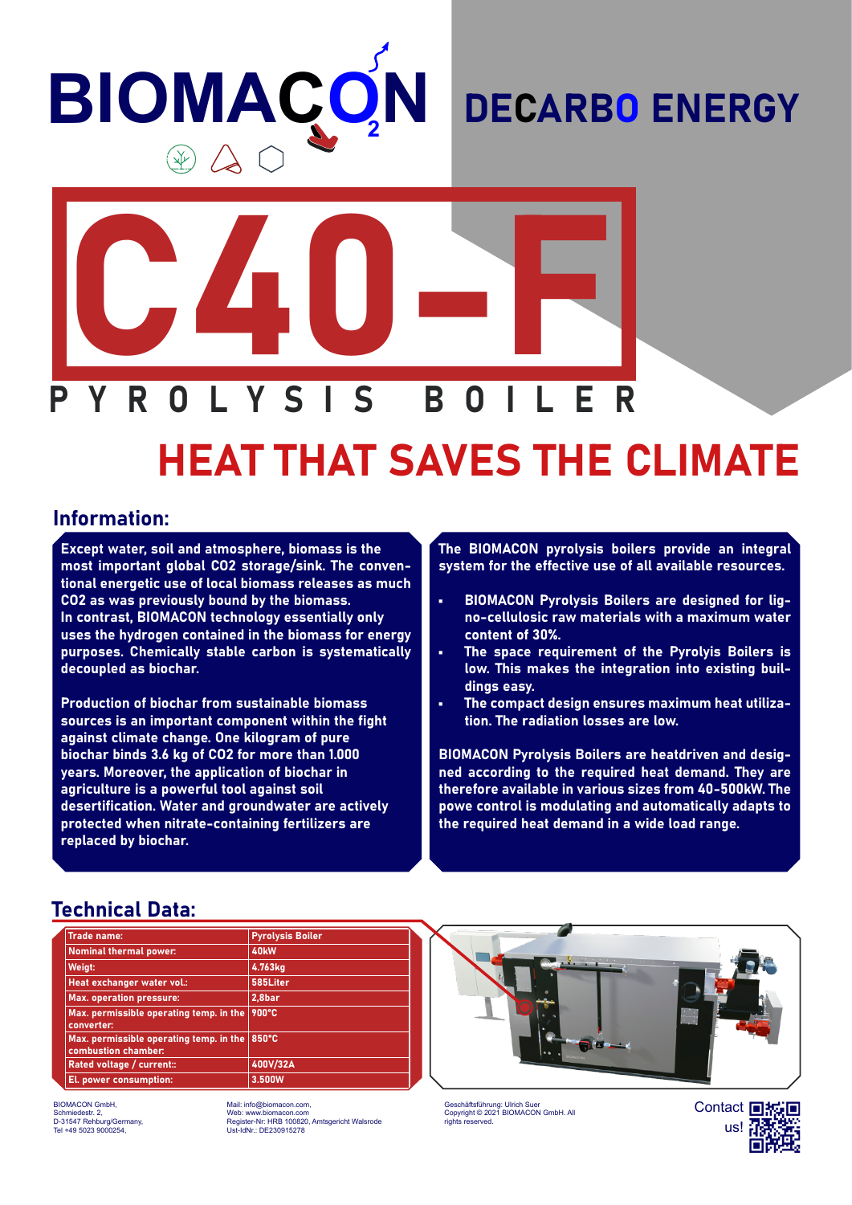# BIOMACON

## DECARBO ENERGY

# C40-F

## PYROLYSIS BOILER

## HEAT THAT SAVES THE CLIMATE

## Information:

**Except water, soil and atmosphere, biomass is the most important global CO2 storage/sink. The conventional energetic use of local biomass releases as much CO2 as was previously bound by the biomass. In contrast, BIOMACON technology essentially only uses the hydrogen contained in the biomass for energy purposes. Chemically stable carbon is systematically decoupled as biochar.**

**Production of biochar from sustainable biomass sources is an important component within the fight against climate change. One kilogram of pure biochar binds 3.6 kg of CO2 for more than 1.000 years. Moreover, the application of biochar in agriculture is a powerful tool against soil desertification. Water and groundwater are actively protected when nitrate-containing fertilizers are replaced by biochar.**

**The BIOMACON pyrolysis boilers provide an integral system for the effective use of all available resources.**

- **BIOMACON Pyrolysis Boilers are designed for ligno-cellulosic raw materials with a maximum water content of 30%.**
- **The space requirement of the Pyrolyis Boilers is low. This makes the integration into existing buildings easy.**
- **The compact design ensures maximum heat utilization. The radiation losses are low.**

**BIOMACON Pyrolysis Boilers are heatdriven and designed according to the required heat demand. They are therefore available in various sizes from 40-500kW. The powe control is modulating and automatically adapts to the required heat demand in a wide load range.**

## Technical Data:

| Trade name: | Pyrolysis Boiler |
|---|---|
| Nominal thermal power: | 40kW |
| Weigt: | 4.763kg |
| Heat exchanger water vol.: | 585Liter |
| Max. operation pressure: | 2,8bar |
| Max. permissible operating temp. in the converter: | 900°C |
| Max. permissible operating temp. in the combustion chamber: | 850°C |
| Rated voltage / current:: | 400V/32A |
| El. power consumption: | 3.500W |

BIOMACON GmbH,
Schmiedestr. 2,
D-31547 Rehburg/Germany,
Tel +49 5023 9000254,

Mail: info@biomacon.com,
Web: www.biomacon.com
Register-Nr: HRB 100820, Amtsgericht Walsrode
Ust-IdNr.: DE230915278

Geschäftsführung: Ulrich Suer
Copyright © 2021 BIOMACON GmbH. All rights reserved.

Contact us!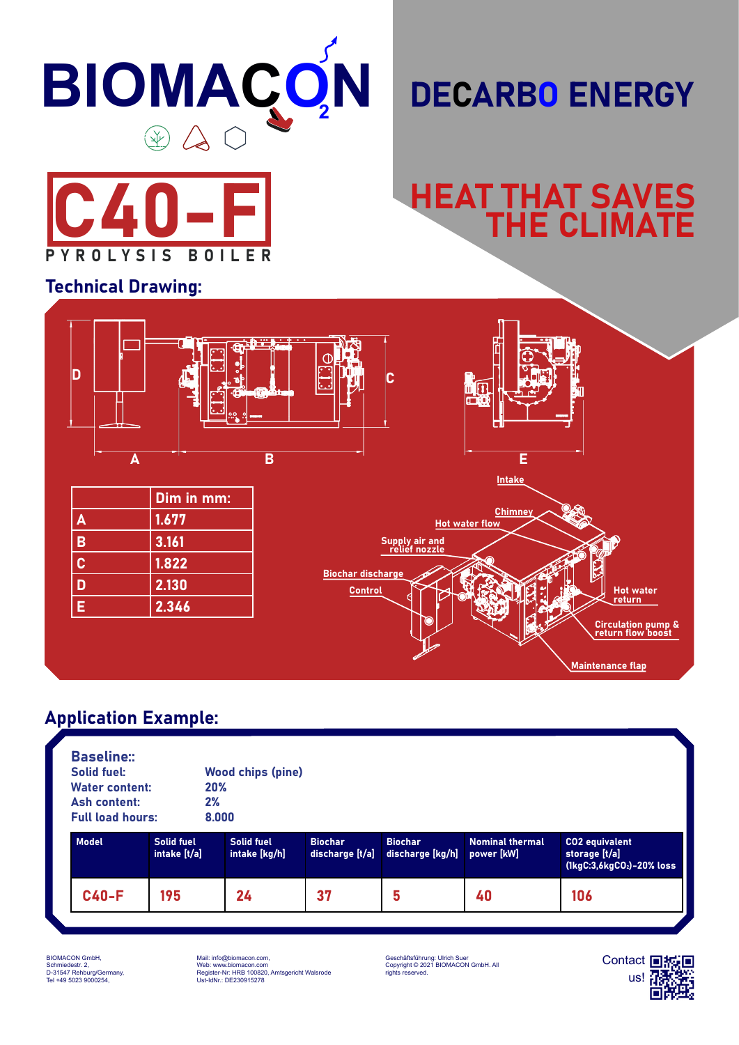# BIOMACON

# DECARBO ENERGY

# C40-F

PYROLYSIS BOILER

# HEAT THAT SAVES THE CLIMATE

## Technical Drawing:

D

A

B

C

E

Intake

Chimney

Hot water flow

Supply air and relief nozzle

Biochar discharge

Control

Hot water return

Circulation pump & return flow boost

Maintenance flap

| | Dim in mm: |
|---|---|
| A | 1.677 |
| B | 3.161 |
| C | 1.822 |
| D | 2.130 |
| E | 2.346 |

## Application Example:

**Baseline::**

**Solid fuel:** Wood chips (pine)

**Water content:** 20%

**Ash content:** 2%

**Full load hours:** 8.000

| Model | Solid fuel intake [t/a] | Solid fuel intake [kg/h] | Biochar discharge [t/a] | Biochar discharge [kg/h] | Nominal thermal power [kW] | CO2 equivalent storage [t/a] (1kgC:3,6kgCO₂)-20% loss |
|---|---|---|---|---|---|---|
| C40-F | 195 | 24 | 37 | 5 | 40 | 106 |

BIOMACON GmbH,
Schmiedestr. 2,
D-31547 Rehburg/Germany,
Tel +49 5023 9000254,

Mail: info@biomacon.com,
Web: www.biomacon.com
Register-Nr: HRB 100820, Amtsgericht Walsrode
Ust-IdNr.: DE230915278

Geschäftsführung: Ulrich Suer
Copyright © 2021 BIOMACON GmbH. All rights reserved.

Contact us!